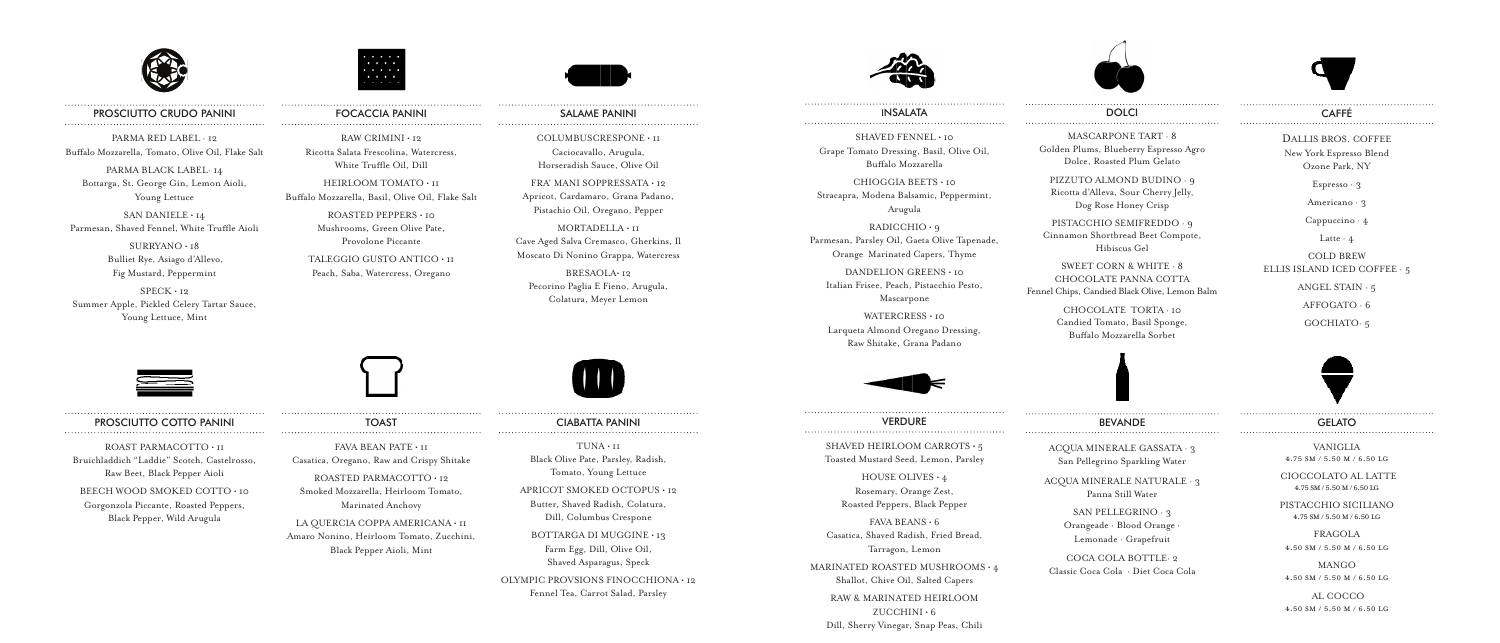## PROSCIUTTO CRUDO PANINI

PARMA RED LABEL · 12
Buffalo Mozzarella, Tomato, Olive Oil, Flake Salt

PARMA BLACK LABEL· 14
Bottarga, St. George Gin, Lemon Aioli, Young Lettuce

SAN DANIELE • 14
Parmesan, Shaved Fennel, White Truffle Aioli

SURRYANO • 18
Bulliet Rye, Asiago d'Allevo, Fig Mustard, Peppermint

SPECK • 12
Summer Apple, Pickled Celery Tartar Sauce, Young Lettuce, Mint

## FOCACCIA PANINI

RAW CRIMINI • 12
Ricotta Salata Frescolina, Watercress, White Truffle Oil, Dill

HEIRLOOM TOMATO • 11
Buffalo Mozzarella, Basil, Olive Oil, Flake Salt

ROASTED PEPPERS • 10
Mushrooms, Green Olive Pate, Provolone Piccante

TALEGGIO GUSTO ANTICO • 11
Peach, Saba, Watercress, Oregano

## SALAME PANINI

COLUMBUSCRESPONE • 11
Caciocavallo, Arugula, Horseradish Sauce, Olive Oil

FRA' MANI SOPPRESSATA • 12
Apricot, Cardamaro, Grana Padano, Pistachio Oil, Oregano, Pepper

MORTADELLA • 11
Cave Aged Salva Cremasco, Gherkins, Il Moscato Di Nonino Grappa, Watercress

BRESAOLA• 12
Pecorino Paglia E Fieno, Arugula, Colatura, Meyer Lemon

## INSALATA

SHAVED FENNEL • 10
Grape Tomato Dressing, Basil, Olive Oil, Buffalo Mozzarella

CHIOGGIA BEETS • 10
Stracapra, Modena Balsamic, Peppermint, Arugula

RADICCHIO • 9
Parmesan, Parsley Oil, Gaeta Olive Tapenade, Orange Marinated Capers, Thyme

DANDELION GREENS • 10
Italian Frisee, Peach, Pistacchio Pesto, Mascarpone

WATERCRESS • 10
Larqueta Almond Oregano Dressing, Raw Shitake, Grana Padano

## DOLCI

MASCARPONE TART · 8
Golden Plums, Blueberry Espresso Agro Dolce, Roasted Plum Gelato

PIZZUTO ALMOND BUDINO · 9
Ricotta d'Alleva, Sour Cherry Jelly, Dog Rose Honey Crisp

PISTACCHIO SEMIFREDDO · 9
Cinnamon Shortbread Beet Compote, Hibiscus Gel

SWEET CORN & WHITE · 8
CHOCOLATE PANNA COTTA
Fennel Chips, Candied Black Olive, Lemon Balm

CHOCOLATE TORTA · 10
Candied Tomato, Basil Sponge, Buffalo Mozzarella Sorbet

## CAFFÉ

DALLIS BROS. COFFEE
New York Espresso Blend
Ozone Park, NY

Espresso · 3

Americano · 3

Cappuccino · 4

Latte · 4

COLD BREW
ELLIS ISLAND ICED COFFEE · 5

ANGEL STAIN · 5

AFFOGATO · 6

GOCHIATO· 5

## PROSCIUTTO COTTO PANINI

ROAST PARMACOTTO • 11
Bruichladdich "Laddie" Scotch, Castelrosso, Raw Beet, Black Pepper Aioli

BEECH WOOD SMOKED COTTO • 10
Gorgonzola Piccante, Roasted Peppers, Black Pepper, Wild Arugula

## TOAST

FAVA BEAN PATE • 11
Casatica, Oregano, Raw and Crispy Shitake

ROASTED PARMACOTTO • 12
Smoked Mozzarella, Heirloom Tomato, Marinated Anchovy

LA QUERCIA COPPA AMERICANA • 11
Amaro Nonino, Heirloom Tomato, Zucchini, Black Pepper Aioli, Mint

## CIABATTA PANINI

TUNA • 11
Black Olive Pate, Parsley, Radish, Tomato, Young Lettuce

APRICOT SMOKED OCTOPUS • 12
Butter, Shaved Radish, Colatura, Dill, Columbus Crespone

BOTTARGA DI MUGGINE • 13
Farm Egg, Dill, Olive Oil, Shaved Asparagus, Speck

OLYMPIC PROVSIONS FINOCCHIONA • 12
Fennel Tea, Carrot Salad, Parsley

## VERDURE

SHAVED HEIRLOOM CARROTS • 5
Toasted Mustard Seed, Lemon, Parsley

HOUSE OLIVES • 4
Rosemary, Orange Zest, Roasted Peppers, Black Pepper

FAVA BEANS • 6
Casatica, Shaved Radish, Fried Bread, Tarragon, Lemon

MARINATED ROASTED MUSHROOMS • 4
Shallot, Chive Oil, Salted Capers

RAW & MARINATED HEIRLOOM ZUCCHINI • 6
Dill, Sherry Vinegar, Snap Peas, Chili

## BEVANDE

ACQUA MINERALE GASSATA · 3
San Pellegrino Sparkling Water

ACQUA MINERALE NATURALE · 3
Panna Still Water

SAN PELLEGRINO · 3
Orangeade · Blood Orange · Lemonade · Grapefruit

COCA COLA BOTTLE· 2
Classic Coca Cola · Diet Coca Cola

## GELATO

VANIGLIA
4.75 SM / 5.50 M / 6.50 LG

CIOCCOLATO AL LATTE
4.75 SM / 5.50 M / 6.50 LG

PISTACCHIO SICILIANO
4.75 SM / 5.50 M / 6.50 LG

FRAGOLA
4.50 SM / 5.50 M / 6.50 LG

MANGO
4.50 SM / 5.50 M / 6.50 LG

AL COCCO
4.50 SM / 5.50 M / 6.50 LG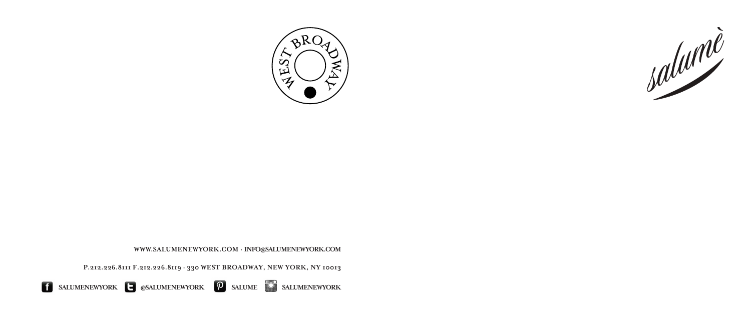WEST BROADWAY

salumè

WWW.SALUMENEWYORK.COM · INFO@SALUMENEWYORK.COM

P.212.226.8111 F.212.226.8119 · 330 WEST BROADWAY, NEW YORK, NY 10013

SALUMENEWYORK @SALUMENEWYORK SALUME SALUMENEWYORK